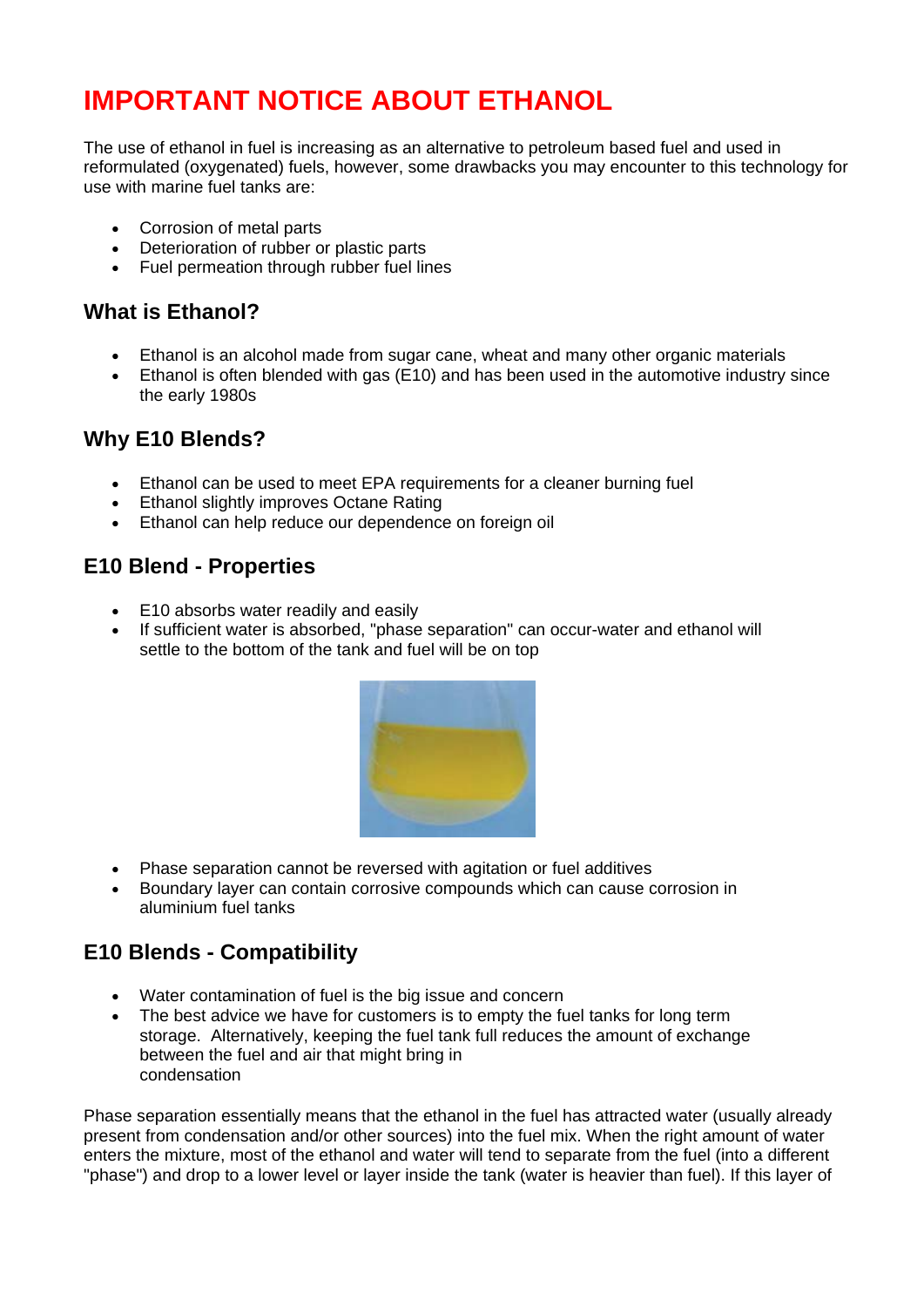# IMPORTANT NOTICE ABOUT ETHANOL

The use of ethanol in fuel is increasing as an alternative to petroleum based fuel and used in reformulated (oxygenated) fuels, however, some drawbacks you may encounter to this technology for use with marine fuel tanks are:

- Corrosion of metal parts
- Deterioration of rubber or plastic parts
- Fuel permeation through rubber fuel lines

## What is Ethanol?

- Ethanol is an alcohol made from sugar cane, wheat and many other organic materials
- Ethanol is often blended with gas (E10) and has been used in the automotive industry since the early 1980s

## Why E10 Blends?

- Ethanol can be used to meet EPA requirements for a cleaner burning fuel
- Ethanol slightly improves Octane Rating
- Ethanol can help reduce our dependence on foreign oil

## E10 Blend - Properties

- E10 absorbs water readily and easily
- If sufficient water is absorbed, "phase separation" can occur-water and ethanol will settle to the bottom of the tank and fuel will be on top

- Phase separation cannot be reversed with agitation or fuel additives
- Boundary layer can contain corrosive compounds which can cause corrosion in aluminium fuel tanks

## E10 Blends - Compatibility

- Water contamination of fuel is the big issue and concern
- The best advice we have for customers is to empty the fuel tanks for long term storage. Alternatively, keeping the fuel tank full reduces the amount of exchange between the fuel and air that might bring in condensation

Phase separation essentially means that the ethanol in the fuel has attracted water (usually already present from condensation and/or other sources) into the fuel mix. When the right amount of water enters the mixture, most of the ethanol and water will tend to separate from the fuel (into a different "phase") and drop to a lower level or layer inside the tank (water is heavier than fuel). If this layer of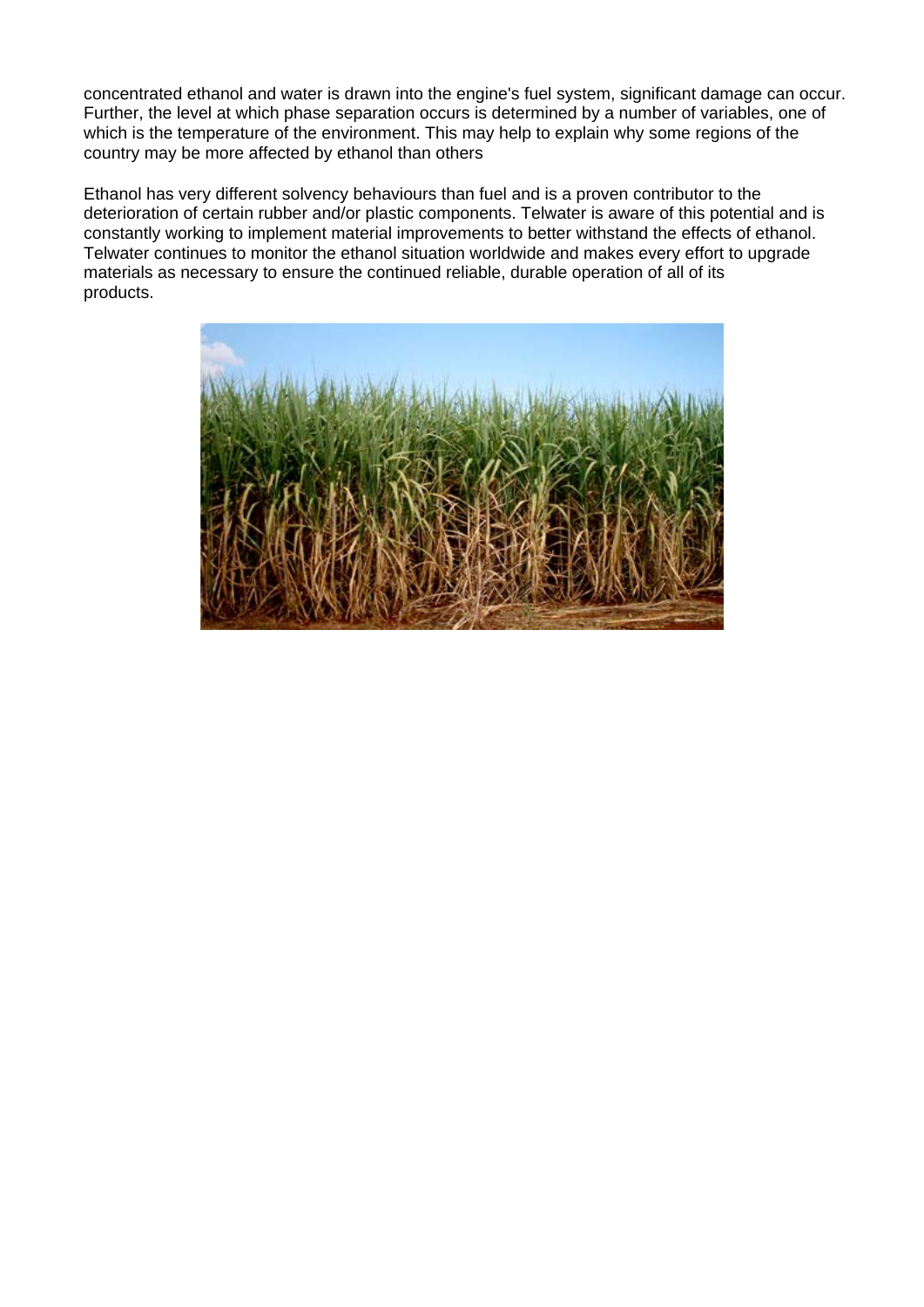concentrated ethanol and water is drawn into the engine's fuel system, significant damage can occur. Further, the level at which phase separation occurs is determined by a number of variables, one of which is the temperature of the environment. This may help to explain why some regions of the country may be more affected by ethanol than others

Ethanol has very different solvency behaviours than fuel and is a proven contributor to the deterioration of certain rubber and/or plastic components. Telwater is aware of this potential and is constantly working to implement material improvements to better withstand the effects of ethanol. Telwater continues to monitor the ethanol situation worldwide and makes every effort to upgrade materials as necessary to ensure the continued reliable, durable operation of all of its products.